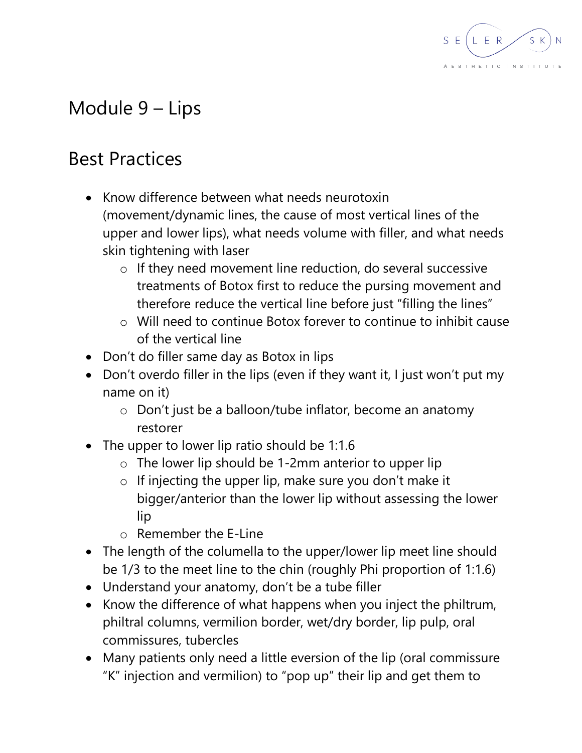# Module 9 – Lips

## Best Practices

- Know difference between what needs neurotoxin (movement/dynamic lines, the cause of most vertical lines of the upper and lower lips), what needs volume with filler, and what needs skin tightening with laser
  - If they need movement line reduction, do several successive treatments of Botox first to reduce the pursing movement and therefore reduce the vertical line before just "filling the lines"
  - Will need to continue Botox forever to continue to inhibit cause of the vertical line
- Don't do filler same day as Botox in lips
- Don't overdo filler in the lips (even if they want it, I just won't put my name on it)
  - Don't just be a balloon/tube inflator, become an anatomy restorer
- The upper to lower lip ratio should be 1:1.6
  - The lower lip should be 1-2mm anterior to upper lip
  - If injecting the upper lip, make sure you don't make it bigger/anterior than the lower lip without assessing the lower lip
  - Remember the E-Line
- The length of the columella to the upper/lower lip meet line should be 1/3 to the meet line to the chin (roughly Phi proportion of 1:1.6)
- Understand your anatomy, don't be a tube filler
- Know the difference of what happens when you inject the philtrum, philtral columns, vermilion border, wet/dry border, lip pulp, oral commissures, tubercles
- Many patients only need a little eversion of the lip (oral commissure "K" injection and vermilion) to "pop up" their lip and get them to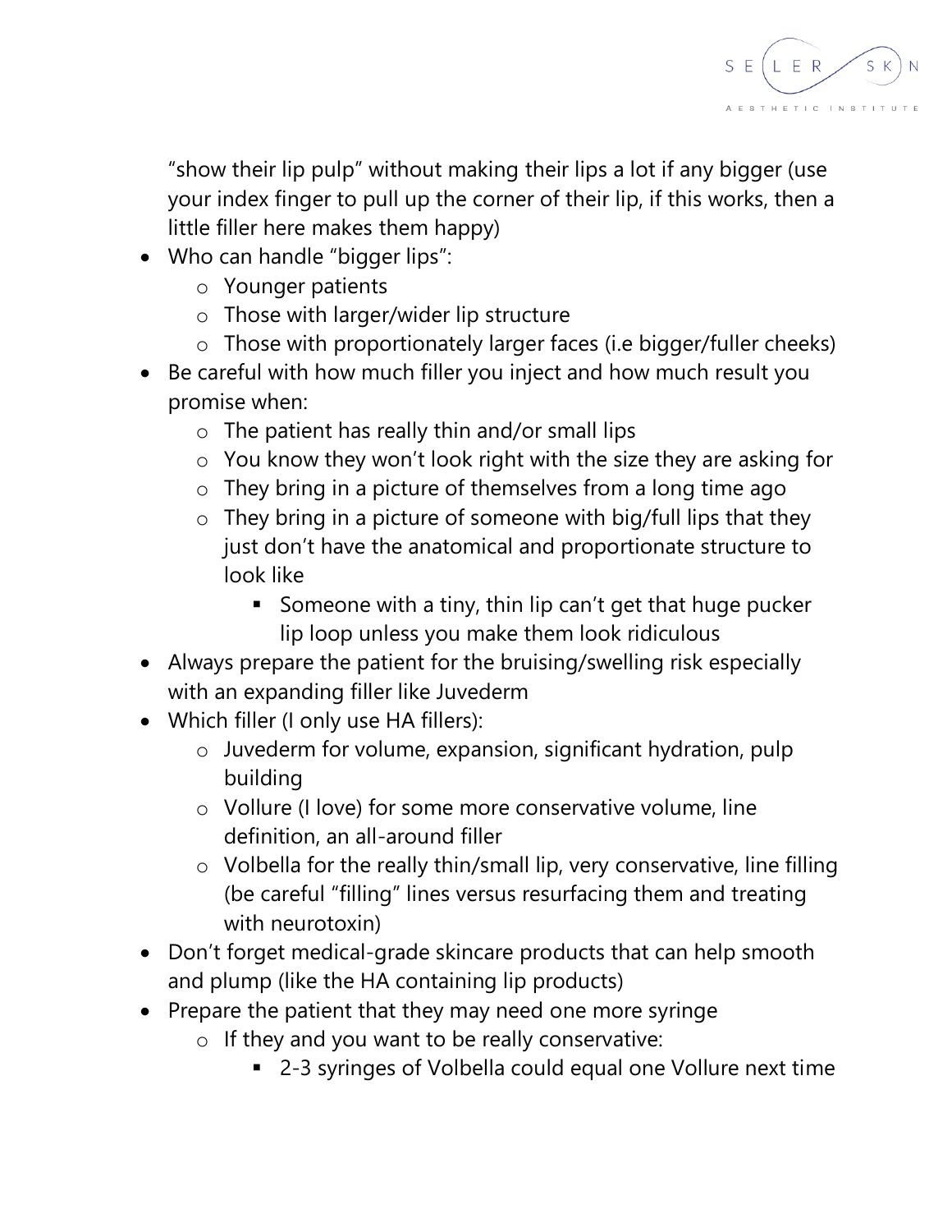"show their lip pulp" without making their lips a lot if any bigger (use your index finger to pull up the corner of their lip, if this works, then a little filler here makes them happy)

- Who can handle "bigger lips":
  - Younger patients
  - Those with larger/wider lip structure
  - Those with proportionately larger faces (i.e bigger/fuller cheeks)
- Be careful with how much filler you inject and how much result you promise when:
  - The patient has really thin and/or small lips
  - You know they won't look right with the size they are asking for
  - They bring in a picture of themselves from a long time ago
  - They bring in a picture of someone with big/full lips that they just don't have the anatomical and proportionate structure to look like
    - Someone with a tiny, thin lip can't get that huge pucker lip loop unless you make them look ridiculous
- Always prepare the patient for the bruising/swelling risk especially with an expanding filler like Juvederm
- Which filler (I only use HA fillers):
  - Juvederm for volume, expansion, significant hydration, pulp building
  - Vollure (I love) for some more conservative volume, line definition, an all-around filler
  - Volbella for the really thin/small lip, very conservative, line filling (be careful "filling" lines versus resurfacing them and treating with neurotoxin)
- Don't forget medical-grade skincare products that can help smooth and plump (like the HA containing lip products)
- Prepare the patient that they may need one more syringe
  - If they and you want to be really conservative:
    - 2-3 syringes of Volbella could equal one Vollure next time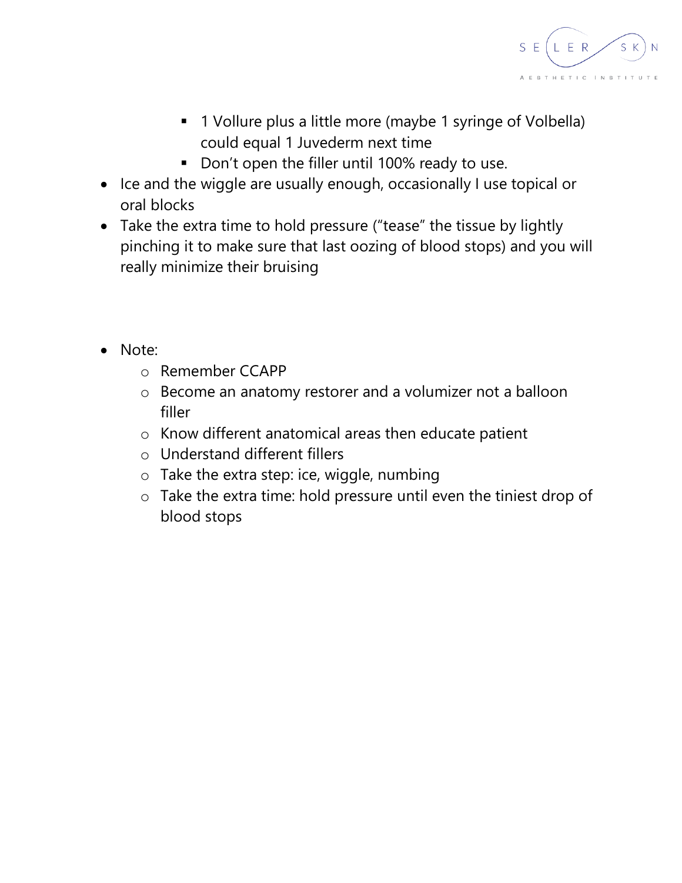- 1 Vollure plus a little more (maybe 1 syringe of Volbella) could equal 1 Juvederm next time
        - Don't open the filler until 100% ready to use.
- Ice and the wiggle are usually enough, occasionally I use topical or oral blocks
- Take the extra time to hold pressure ("tease" the tissue by lightly pinching it to make sure that last oozing of blood stops) and you will really minimize their bruising

- Note:
    - Remember CCAPP
    - Become an anatomy restorer and a volumizer not a balloon filler
    - Know different anatomical areas then educate patient
    - Understand different fillers
    - Take the extra step: ice, wiggle, numbing
    - Take the extra time: hold pressure until even the tiniest drop of blood stops